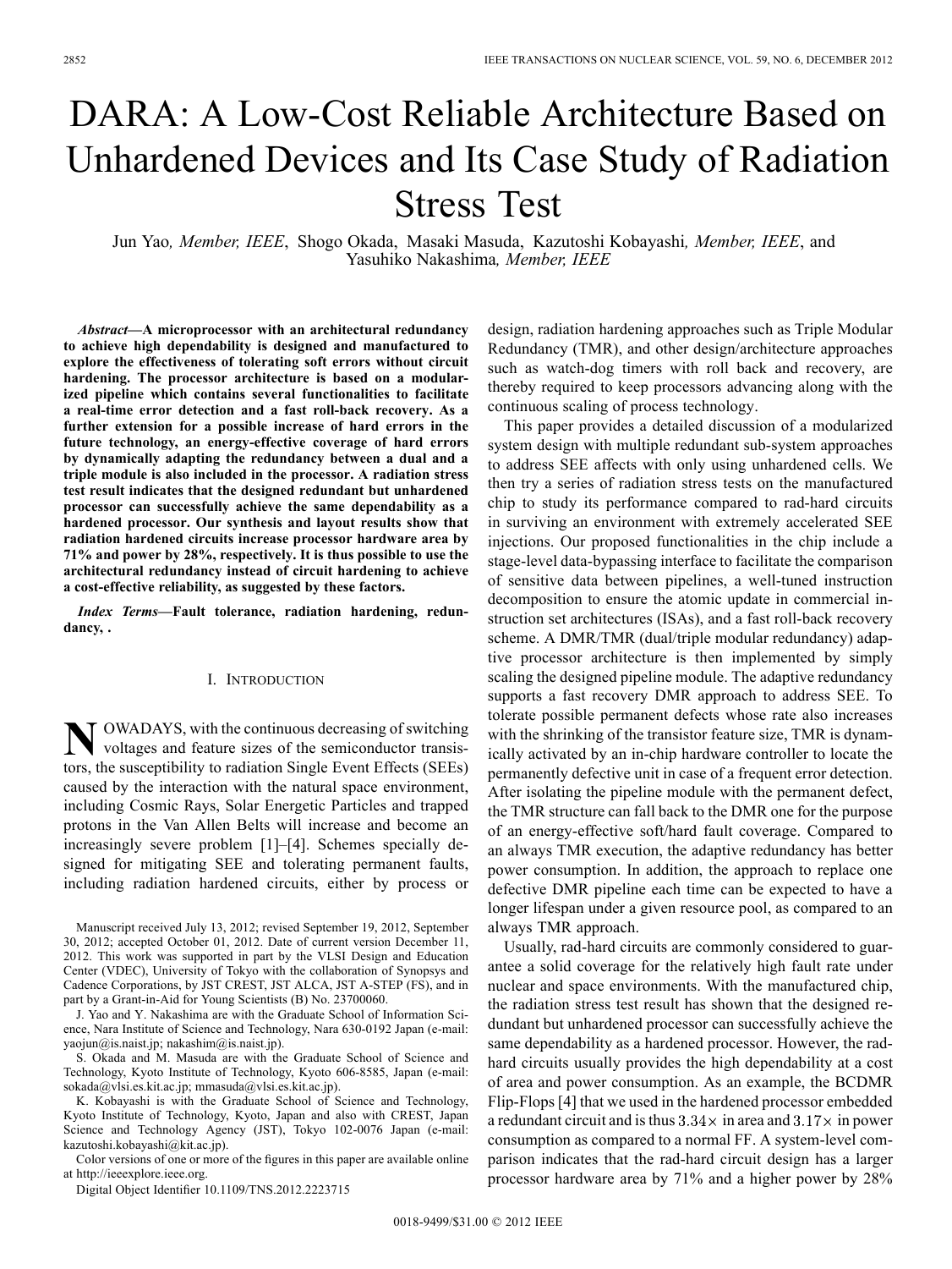# DARA: A Low-Cost Reliable Architecture Based on Unhardened Devices and Its Case Study of Radiation Stress Test

Jun Yao, *Member, IEEE*, Shogo Okada, Masaki Masuda, Kazutoshi Kobayashi, *Member, IEEE*, and Yasuhiko Nakashima, *Member, IEEE*

***Abstract*—A microprocessor with an architectural redundancy to achieve high dependability is designed and manufactured to explore the effectiveness of tolerating soft errors without circuit hardening. The processor architecture is based on a modularized pipeline which contains several functionalities to facilitate a real-time error detection and a fast roll-back recovery. As a further extension for a possible increase of hard errors in the future technology, an energy-effective coverage of hard errors by dynamically adapting the redundancy between a dual and a triple module is also included in the processor. A radiation stress test result indicates that the designed redundant but unhardened processor can successfully achieve the same dependability as a hardened processor. Our synthesis and layout results show that radiation hardened circuits increase processor hardware area by 71% and power by 28%, respectively. It is thus possible to use the architectural redundancy instead of circuit hardening to achieve a cost-effective reliability, as suggested by these factors.**

***Index Terms*—Fault tolerance, radiation hardening, redundancy, .**

## I. Introduction

NOWADAYS, with the continuous decreasing of switching voltages and feature sizes of the semiconductor transistors, the susceptibility to radiation Single Event Effects (SEEs) caused by the interaction with the natural space environment, including Cosmic Rays, Solar Energetic Particles and trapped protons in the Van Allen Belts will increase and become an increasingly severe problem [1]–[4]. Schemes specially designed for mitigating SEE and tolerating permanent faults, including radiation hardened circuits, either by process or design, radiation hardening approaches such as Triple Modular Redundancy (TMR), and other design/architecture approaches such as watch-dog timers with roll back and recovery, are thereby required to keep processors advancing along with the continuous scaling of process technology.

This paper provides a detailed discussion of a modularized system design with multiple redundant sub-system approaches to address SEE affects with only using unhardened cells. We then try a series of radiation stress tests on the manufactured chip to study its performance compared to rad-hard circuits in surviving an environment with extremely accelerated SEE injections. Our proposed functionalities in the chip include a stage-level data-bypassing interface to facilitate the comparison of sensitive data between pipelines, a well-tuned instruction decomposition to ensure the atomic update in commercial instruction set architectures (ISAs), and a fast roll-back recovery scheme. A DMR/TMR (dual/triple modular redundancy) adaptive processor architecture is then implemented by simply scaling the designed pipeline module. The adaptive redundancy supports a fast recovery DMR approach to address SEE. To tolerate possible permanent defects whose rate also increases with the shrinking of the transistor feature size, TMR is dynamically activated by an in-chip hardware controller to locate the permanently defective unit in case of a frequent error detection. After isolating the pipeline module with the permanent defect, the TMR structure can fall back to the DMR one for the purpose of an energy-effective soft/hard fault coverage. Compared to an always TMR execution, the adaptive redundancy has better power consumption. In addition, the approach to replace one defective DMR pipeline each time can be expected to have a longer lifespan under a given resource pool, as compared to an always TMR approach.

Usually, rad-hard circuits are commonly considered to guarantee a solid coverage for the relatively high fault rate under nuclear and space environments. With the manufactured chip, the radiation stress test result has shown that the designed redundant but unhardened processor can successfully achieve the same dependability as a hardened processor. However, the rad-hard circuits usually provides the high dependability at a cost of area and power consumption. As an example, the BCDMR Flip-Flops [4] that we used in the hardened processor embedded a redundant circuit and is thus $3.34\times$ in area and $3.17\times$ in power consumption as compared to a normal FF. A system-level comparison indicates that the rad-hard circuit design has a larger processor hardware area by 71% and a higher power by 28%

---

Manuscript received July 13, 2012; revised September 19, 2012, September 30, 2012; accepted October 01, 2012. Date of current version December 11, 2012. This work was supported in part by the VLSI Design and Education Center (VDEC), University of Tokyo with the collaboration of Synopsys and Cadence Corporations, by JST CREST, JST ALCA, JST A-STEP (FS), and in part by a Grant-in-Aid for Young Scientists (B) No. 23700060.

J. Yao and Y. Nakashima are with the Graduate School of Information Science, Nara Institute of Science and Technology, Nara 630-0192 Japan (e-mail: yaojun@is.naist.jp; nakashim@is.naist.jp).

S. Okada and M. Masuda are with the Graduate School of Science and Technology, Kyoto Institute of Technology, Kyoto 606-8585, Japan (e-mail: sokada@vlsi.es.kit.ac.jp; mmasuda@vlsi.es.kit.ac.jp).

K. Kobayashi is with the Graduate School of Science and Technology, Kyoto Institute of Technology, Kyoto, Japan and also with CREST, Japan Science and Technology Agency (JST), Tokyo 102-0076 Japan (e-mail: kazutoshi.kobayashi@kit.ac.jp).

Color versions of one or more of the figures in this paper are available online at http://ieeexplore.ieee.org.

Digital Object Identifier 10.1109/TNS.2012.2223715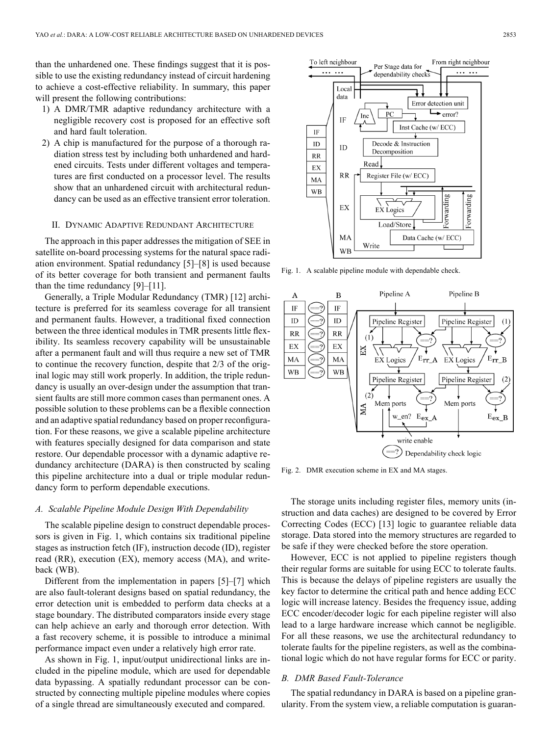than the unhardened one. These findings suggest that it is possible to use the existing redundancy instead of circuit hardening to achieve a cost-effective reliability. In summary, this paper will present the following contributions:

1) A DMR/TMR adaptive redundancy architecture with a negligible recovery cost is proposed for an effective soft and hard fault toleration.
2) A chip is manufactured for the purpose of a thorough radiation stress test by including both unhardened and hardened circuits. Tests under different voltages and temperatures are first conducted on a processor level. The results show that an unhardened circuit with architectural redundancy can be used as an effective transient error toleration.

## II. Dynamic Adaptive Redundant Architecture

The approach in this paper addresses the mitigation of SEE in satellite on-board processing systems for the natural space radiation environment. Spatial redundancy [5]–[8] is used because of its better coverage for both transient and permanent faults than the time redundancy [9]–[11].

Generally, a Triple Modular Redundancy (TMR) [12] architecture is preferred for its seamless coverage for all transient and permanent faults. However, a traditional fixed connection between the three identical modules in TMR presents little flexibility. Its seamless recovery capability will be unsustainable after a permanent fault and will thus require a new set of TMR to continue the recovery function, despite that 2/3 of the original logic may still work properly. In addition, the triple redundancy is usually an over-design under the assumption that transient faults are still more common cases than permanent ones. A possible solution to these problems can be a flexible connection and an adaptive spatial redundancy based on proper reconfiguration. For these reasons, we give a scalable pipeline architecture with features specially designed for data comparison and state restore. Our dependable processor with a dynamic adaptive redundancy architecture (DARA) is then constructed by scaling this pipeline architecture into a dual or triple modular redundancy form to perform dependable executions.

### A. Scalable Pipeline Module Design With Dependability

The scalable pipeline design to construct dependable processors is given in Fig. 1, which contains six traditional pipeline stages as instruction fetch (IF), instruction decode (ID), register read (RR), execution (EX), memory access (MA), and write-back (WB).

Different from the implementation in papers [5]–[7] which are also fault-tolerant designs based on spatial redundancy, the error detection unit is embedded to perform data checks at a stage boundary. The distributed comparators inside every stage can help achieve an early and thorough error detection. With a fast recovery scheme, it is possible to introduce a minimal performance impact even under a relatively high error rate.

As shown in Fig. 1, input/output unidirectional links are included in the pipeline module, which are used for dependable data bypassing. A spatially redundant processor can be constructed by connecting multiple pipeline modules where copies of a single thread are simultaneously executed and compared.

Fig. 1. A scalable pipeline module with dependable check.

Fig. 2. DMR execution scheme in EX and MA stages.

The storage units including register files, memory units (instruction and data caches) are designed to be covered by Error Correcting Codes (ECC) [13] logic to guarantee reliable data storage. Data stored into the memory structures are regarded to be safe if they were checked before the store operation.

However, ECC is not applied to pipeline registers though their regular forms are suitable for using ECC to tolerate faults. This is because the delays of pipeline registers are usually the key factor to determine the critical path and hence adding ECC logic will increase latency. Besides the frequency issue, adding ECC encoder/decoder logic for each pipeline register will also lead to a large hardware increase which cannot be negligible. For all these reasons, we use the architectural redundancy to tolerate faults for the pipeline registers, as well as the combinational logic which do not have regular forms for ECC or parity.

### B. DMR Based Fault-Tolerance

The spatial redundancy in DARA is based on a pipeline granularity. From the system view, a reliable computation is guaran-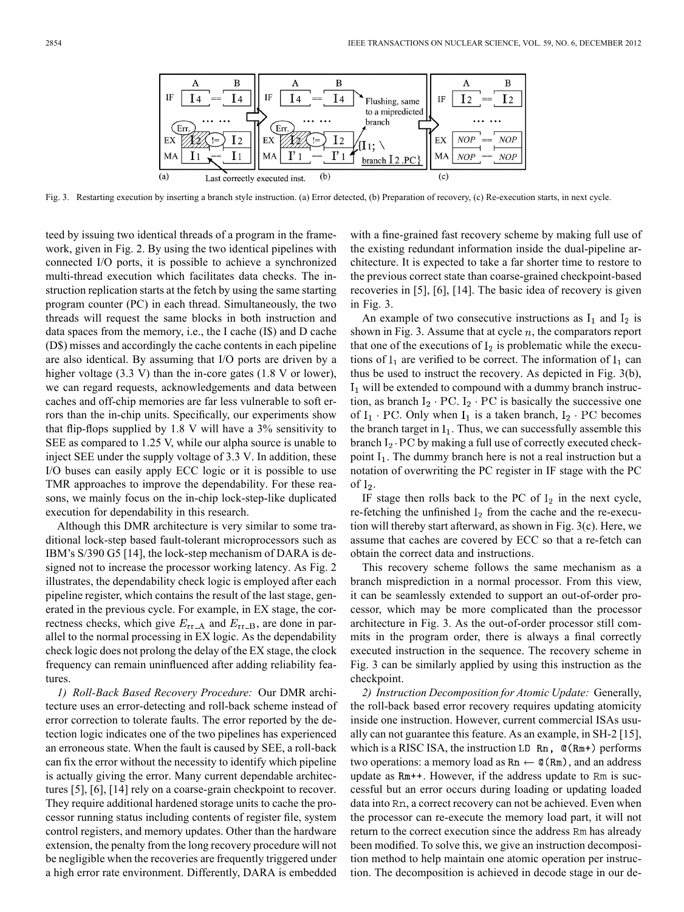Fig. 3. Restarting execution by inserting a branch style instruction. (a) Error detected, (b) Preparation of recovery, (c) Re-execution starts, in next cycle.

teed by issuing two identical threads of a program in the framework, given in Fig. 2. By using the two identical pipelines with connected I/O ports, it is possible to achieve a synchronized multi-thread execution which facilitates data checks. The instruction replication starts at the fetch by using the same starting program counter (PC) in each thread. Simultaneously, the two threads will request the same blocks in both instruction and data spaces from the memory, i.e., the I cache (I$) and D cache (D$) misses and accordingly the cache contents in each pipeline are also identical. By assuming that I/O ports are driven by a higher voltage (3.3 V) than the in-core gates (1.8 V or lower), we can regard requests, acknowledgements and data between caches and off-chip memories are far less vulnerable to soft errors than the in-chip units. Specifically, our experiments show that flip-flops supplied by 1.8 V will have a 3% sensitivity to SEE as compared to 1.25 V, while our alpha source is unable to inject SEE under the supply voltage of 3.3 V. In addition, these I/O buses can easily apply ECC logic or it is possible to use TMR approaches to improve the dependability. For these reasons, we mainly focus on the in-chip lock-step-like duplicated execution for dependability in this research.

Although this DMR architecture is very similar to some traditional lock-step based fault-tolerant microprocessors such as IBM's S/390 G5 [14], the lock-step mechanism of DARA is designed not to increase the processor working latency. As Fig. 2 illustrates, the dependability check logic is employed after each pipeline register, which contains the result of the last stage, generated in the previous cycle. For example, in EX stage, the correctness checks, which give $E_{\mathrm{rr\_A}}$ and $E_{\mathrm{rr\_B}}$, are done in parallel to the normal processing in EX logic. As the dependability check logic does not prolong the delay of the EX stage, the clock frequency can remain uninfluenced after adding reliability features.

*1) Roll-Back Based Recovery Procedure:* Our DMR architecture uses an error-detecting and roll-back scheme instead of error correction to tolerate faults. The error reported by the detection logic indicates one of the two pipelines has experienced an erroneous state. When the fault is caused by SEE, a roll-back can fix the error without the necessity to identify which pipeline is actually giving the error. Many current dependable architectures [5], [6], [14] rely on a coarse-grain checkpoint to recover. They require additional hardened storage units to cache the processor running status including contents of register file, system control registers, and memory updates. Other than the hardware extension, the penalty from the long recovery procedure will not be negligible when the recoveries are frequently triggered under a high error rate environment. Differently, DARA is embedded with a fine-grained fast recovery scheme by making full use of the existing redundant information inside the dual-pipeline architecture. It is expected to take a far shorter time to restore to the previous correct state than coarse-grained checkpoint-based recoveries in [5], [6], [14]. The basic idea of recovery is given in Fig. 3.

An example of two consecutive instructions as $\mathrm{I}_1$ and $\mathrm{I}_2$ is shown in Fig. 3. Assume that at cycle $n$, the comparators report that one of the executions of $\mathrm{I}_2$ is problematic while the executions of $\mathrm{I}_1$ are verified to be correct. The information of $\mathrm{I}_1$ can thus be used to instruct the recovery. As depicted in Fig. 3(b), $\mathrm{I}_1$ will be extended to compound with a dummy branch instruction, as branch $\mathrm{I}_2 \cdot \mathrm{PC}$. $\mathrm{I}_2 \cdot \mathrm{PC}$ is basically the successive one of $\mathrm{I}_1 \cdot \mathrm{PC}$. Only when $\mathrm{I}_1$ is a taken branch, $\mathrm{I}_2 \cdot \mathrm{PC}$ becomes the branch target in $\mathrm{I}_1$. Thus, we can successfully assemble this branch $\mathrm{I}_2 \cdot \mathrm{PC}$ by making a full use of correctly executed checkpoint $\mathrm{I}_1$. The dummy branch here is not a real instruction but a notation of overwriting the PC register in IF stage with the PC of $\mathrm{I}_2$.

IF stage then rolls back to the PC of $\mathrm{I}_2$ in the next cycle, re-fetching the unfinished $\mathrm{I}_2$ from the cache and the re-execution will thereby start afterward, as shown in Fig. 3(c). Here, we assume that caches are covered by ECC so that a re-fetch can obtain the correct data and instructions.

This recovery scheme follows the same mechanism as a branch misprediction in a normal processor. From this view, it can be seamlessly extended to support an out-of-order processor, which may be more complicated than the processor architecture in Fig. 3. As the out-of-order processor still commits in the program order, there is always a final correctly executed instruction in the sequence. The recovery scheme in Fig. 3 can be similarly applied by using this instruction as the checkpoint.

*2) Instruction Decomposition for Atomic Update:* Generally, the roll-back based error recovery requires updating atomicity inside one instruction. However, current commercial ISAs usually can not guarantee this feature. As an example, in SH-2 [15], which is a RISC ISA, the instruction `LD Rn, @(Rm+)` performs two operations: a memory load as `Rn` $\leftarrow$ `@(Rm)`, and an address update as `Rm++`. However, if the address update to `Rm` is successful but an error occurs during loading or updating loaded data into `Rn`, a correct recovery can not be achieved. Even when the processor can re-execute the memory load part, it will not return to the correct execution since the address `Rm` has already been modified. To solve this, we give an instruction decomposition method to help maintain one atomic operation per instruction. The decomposition is achieved in decode stage in our de-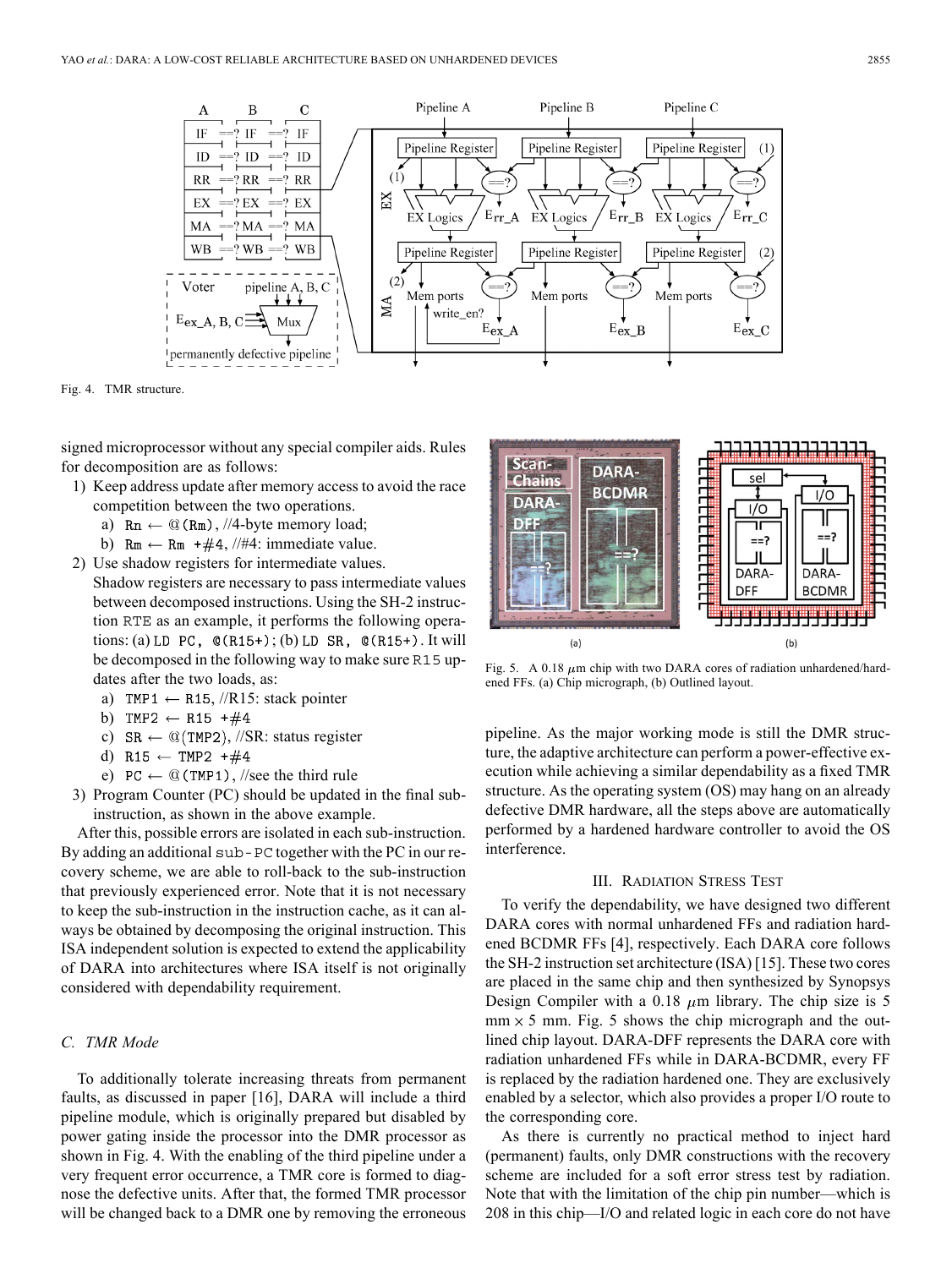Fig. 4. TMR structure.

signed microprocessor without any special compiler aids. Rules for decomposition are as follows:

1) Keep address update after memory access to avoid the race competition between the two operations.
   a) Rn ← @(Rm), //4-byte memory load;
   b) Rm ← Rm +#4, //#4: immediate value.
2) Use shadow registers for intermediate values.
   Shadow registers are necessary to pass intermediate values between decomposed instructions. Using the SH-2 instruction RTE as an example, it performs the following operations: (a) LD PC, @(R15+); (b) LD SR, @(R15+). It will be decomposed in the following way to make sure R15 updates after the two loads, as:
   a) TMP1 ← R15, //R15: stack pointer
   b) TMP2 ← R15 +#4
   c) SR ← @(TMP2), //SR: status register
   d) R15 ← TMP2 +#4
   e) PC ← @(TMP1), //see the third rule
3) Program Counter (PC) should be updated in the final sub-instruction, as shown in the above example.

After this, possible errors are isolated in each sub-instruction. By adding an additional sub-PC together with the PC in our recovery scheme, we are able to roll-back to the sub-instruction that previously experienced error. Note that it is not necessary to keep the sub-instruction in the instruction cache, as it can always be obtained by decomposing the original instruction. This ISA independent solution is expected to extend the applicability of DARA into architectures where ISA itself is not originally considered with dependability requirement.

### C. TMR Mode

To additionally tolerate increasing threats from permanent faults, as discussed in paper [16], DARA will include a third pipeline module, which is originally prepared but disabled by power gating inside the processor into the DMR processor as shown in Fig. 4. With the enabling of the third pipeline under a very frequent error occurrence, a TMR core is formed to diagnose the defective units. After that, the formed TMR processor will be changed back to a DMR one by removing the erroneous pipeline. As the major working mode is still the DMR structure, the adaptive architecture can perform a power-effective execution while achieving a similar dependability as a fixed TMR structure. As the operating system (OS) may hang on an already defective DMR hardware, all the steps above are automatically performed by a hardened hardware controller to avoid the OS interference.

Fig. 5. A 0.18 $\mu$m chip with two DARA cores of radiation unhardened/hardened FFs. (a) Chip micrograph, (b) Outlined layout.

## III. Radiation Stress Test

To verify the dependability, we have designed two different DARA cores with normal unhardened FFs and radiation hardened BCDMR FFs [4], respectively. Each DARA core follows the SH-2 instruction set architecture (ISA) [15]. These two cores are placed in the same chip and then synthesized by Synopsys Design Compiler with a 0.18 $\mu$m library. The chip size is 5 mm × 5 mm. Fig. 5 shows the chip micrograph and the outlined chip layout. DARA-DFF represents the DARA core with radiation unhardened FFs while in DARA-BCDMR, every FF is replaced by the radiation hardened one. They are exclusively enabled by a selector, which also provides a proper I/O route to the corresponding core.

As there is currently no practical method to inject hard (permanent) faults, only DMR constructions with the recovery scheme are included for a soft error stress test by radiation. Note that with the limitation of the chip pin number—which is 208 in this chip—I/O and related logic in each core do not have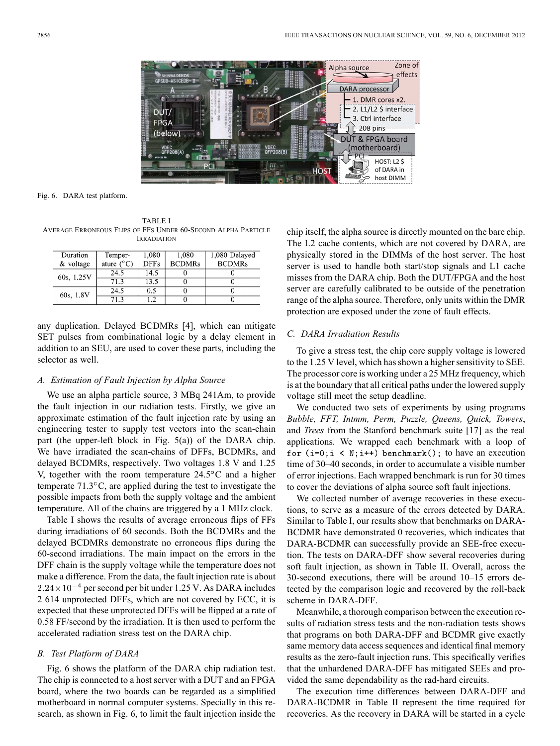Fig. 6. DARA test platform.

TABLE I
AVERAGE ERRONEOUS FLIPS OF FFS UNDER 60-SECOND ALPHA PARTICLE IRRADIATION

| Duration & voltage | Temperature (°C) | 1,080 DFFs | 1,080 BCDMRs | 1,080 Delayed BCDMRs |
|---|---|---|---|---|
| 60s, 1.25V | 24.5 | 14.5 | 0 | 0 |
| | 71.3 | 13.5 | 0 | 0 |
| 60s, 1.8V | 24.5 | 0.5 | 0 | 0 |
| | 71.3 | 1.2 | 0 | 0 |

any duplication. Delayed BCDMRs [4], which can mitigate SET pulses from combinational logic by a delay element in addition to an SEU, are used to cover these parts, including the selector as well.

### A. Estimation of Fault Injection by Alpha Source

We use an alpha particle source, 3 MBq 241Am, to provide the fault injection in our radiation tests. Firstly, we give an approximate estimation of the fault injection rate by using an engineering tester to supply test vectors into the scan-chain part (the upper-left block in Fig. 5(a)) of the DARA chip. We have irradiated the scan-chains of DFFs, BCDMRs, and delayed BCDMRs, respectively. Two voltages 1.8 V and 1.25 V, together with the room temperature 24.5°C and a higher temperate 71.3°C, are applied during the test to investigate the possible impacts from both the supply voltage and the ambient temperature. All of the chains are triggered by a 1 MHz clock.

Table I shows the results of average erroneous flips of FFs during irradiations of 60 seconds. Both the BCDMRs and the delayed BCDMRs demonstrate no erroneous flips during the 60-second irradiations. The main impact on the errors in the DFF chain is the supply voltage while the temperature does not make a difference. From the data, the fault injection rate is about $2.24 \times 10^{-4}$ per second per bit under 1.25 V. As DARA includes 2 614 unprotected DFFs, which are not covered by ECC, it is expected that these unprotected DFFs will be flipped at a rate of 0.58 FF/second by the irradiation. It is then used to perform the accelerated radiation stress test on the DARA chip.

### B. Test Platform of DARA

Fig. 6 shows the platform of the DARA chip radiation test. The chip is connected to a host server with a DUT and an FPGA board, where the two boards can be regarded as a simplified motherboard in normal computer systems. Specially in this research, as shown in Fig. 6, to limit the fault injection inside the chip itself, the alpha source is directly mounted on the bare chip. The L2 cache contents, which are not covered by DARA, are physically stored in the DIMMs of the host server. The host server is used to handle both start/stop signals and L1 cache misses from the DARA chip. Both the DUT/FPGA and the host server are carefully calibrated to be outside of the penetration range of the alpha source. Therefore, only units within the DMR protection are exposed under the zone of fault effects.

### C. DARA Irradiation Results

To give a stress test, the chip core supply voltage is lowered to the 1.25 V level, which has shown a higher sensitivity to SEE. The processor core is working under a 25 MHz frequency, which is at the boundary that all critical paths under the lowered supply voltage still meet the setup deadline.

We conducted two sets of experiments by using programs *Bubble, FFT, Intmm, Perm, Puzzle, Queens, Quick, Towers*, and *Trees* from the Stanford benchmark suite [17] as the real applications. We wrapped each benchmark with a loop of `for (i=0;i < N;i++) benchmark();` to have an execution time of 30–40 seconds, in order to accumulate a visible number of error injections. Each wrapped benchmark is run for 30 times to cover the deviations of alpha source soft fault injections.

We collected number of average recoveries in these executions, to serve as a measure of the errors detected by DARA. Similar to Table I, our results show that benchmarks on DARA-BCDMR have demonstrated 0 recoveries, which indicates that DARA-BCDMR can successfully provide an SEE-free execution. The tests on DARA-DFF show several recoveries during soft fault injection, as shown in Table II. Overall, across the 30-second executions, there will be around 10–15 errors detected by the comparison logic and recovered by the roll-back scheme in DARA-DFF.

Meanwhile, a thorough comparison between the execution results of radiation stress tests and the non-radiation tests shows that programs on both DARA-DFF and BCDMR give exactly same memory data access sequences and identical final memory results as the zero-fault injection runs. This specifically verifies that the unhardened DARA-DFF has mitigated SEEs and provided the same dependability as the rad-hard circuits.

The execution time differences between DARA-DFF and DARA-BCDMR in Table II represent the time required for recoveries. As the recovery in DARA will be started in a cycle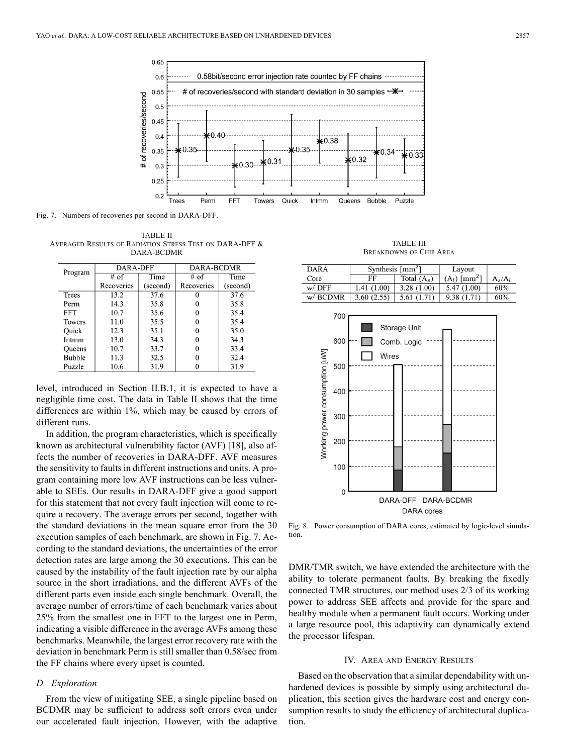Fig. 7. Numbers of recoveries per second in DARA-DFF.

TABLE II
AVERAGED RESULTS OF RADIATION STRESS TEST ON DARA-DFF & DARA-BCDMR

| Program | DARA-DFF | | DARA-BCDMR | |
|---|---|---|---|---|
| | # of Recoveries | Time (second) | # of Recoveries | Time (second) |
| Trees | 13.2 | 37.6 | 0 | 37.6 |
| Perm | 14.3 | 35.8 | 0 | 35.8 |
| FFT | 10.7 | 35.6 | 0 | 35.4 |
| Towers | 11.0 | 35.5 | 0 | 35.4 |
| Quick | 12.3 | 35.1 | 0 | 35.0 |
| Intmm | 13.0 | 34.3 | 0 | 34.3 |
| Queens | 10.7 | 33.7 | 0 | 33.4 |
| Bubble | 11.3 | 32.5 | 0 | 32.4 |
| Puzzle | 10.6 | 31.9 | 0 | 31.9 |

level, introduced in Section II.B.1, it is expected to have a negligible time cost. The data in Table II shows that the time differences are within 1%, which may be caused by errors of different runs.

In addition, the program characteristics, which is specifically known as architectural vulnerability factor (AVF) [18], also affects the number of recoveries in DARA-DFF. AVF measures the sensitivity to faults in different instructions and units. A program containing more low AVF instructions can be less vulnerable to SEEs. Our results in DARA-DFF give a good support for this statement that not every fault injection will come to require a recovery. The average errors per second, together with the standard deviations in the mean square error from the 30 execution samples of each benchmark, are shown in Fig. 7. According to the standard deviations, the uncertainties of the error detection rates are large among the 30 executions. This can be caused by the instability of the fault injection rate by our alpha source in the short irradiations, and the different AVFs of the different parts even inside each single benchmark. Overall, the average number of errors/time of each benchmark varies about 25% from the smallest one in FFT to the largest one in Perm, indicating a visible difference in the average AVFs among these benchmarks. Meanwhile, the largest error recovery rate with the deviation in benchmark Perm is still smaller than 0.58/sec from the FF chains where every upset is counted.

### D. Exploration

From the view of mitigating SEE, a single pipeline based on BCDMR may be sufficient to address soft errors even under our accelerated fault injection. However, with the adaptive DMR/TMR switch, we have extended the architecture with the ability to tolerate permanent faults. By breaking the fixedly connected TMR structures, our method uses 2/3 of its working power to address SEE affects and provide for the spare and healthy module when a permanent fault occurs. Working under a large resource pool, this adaptivity can dynamically extend the processor lifespan.

TABLE III
BREAKDOWNS OF CHIP AREA

| DARA Core | Synthesis [$mm^2$] | | Layout | |
|---|---|---|---|---|
| | FF | Total ($A_s$) | ($A_l$) [$mm^2$] | $A_s/A_l$ |
| w/ DFF | 1.41 (1.00) | 3.28 (1.00) | 5.47 (1.00) | 60% |
| w/ BCDMR | 3.60 (2.55) | 5.61 (1.71) | 9.38 (1.71) | 60% |

Fig. 8. Power consumption of DARA cores, estimated by logic-level simulation.

## IV. AREA AND ENERGY RESULTS

Based on the observation that a similar dependability with unhardened devices is possible by simply using architectural duplication, this section gives the hardware cost and energy consumption results to study the efficiency of architectural duplication.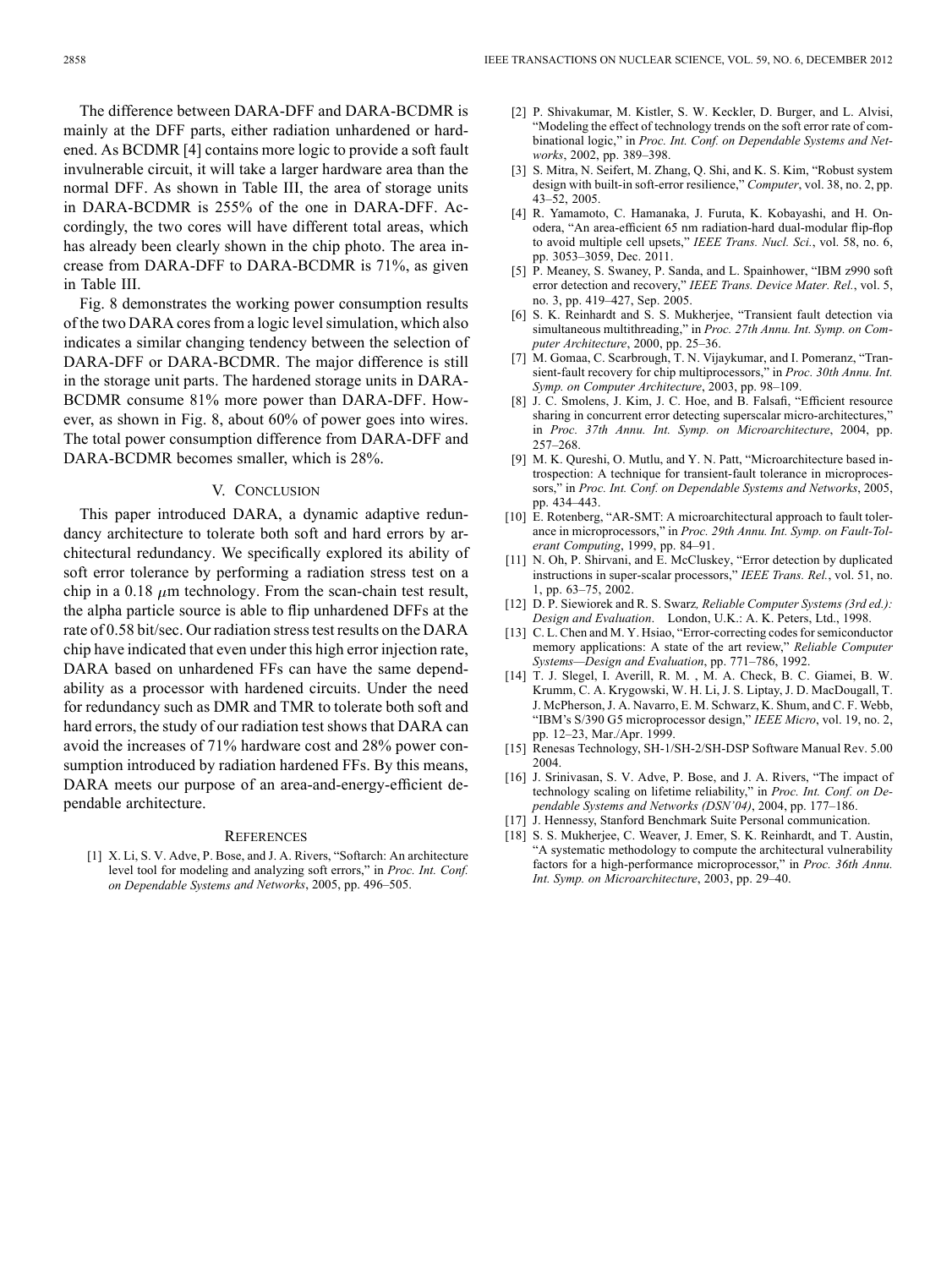The difference between DARA-DFF and DARA-BCDMR is mainly at the DFF parts, either radiation unhardened or hardened. As BCDMR [4] contains more logic to provide a soft fault invulnerable circuit, it will take a larger hardware area than the normal DFF. As shown in Table III, the area of storage units in DARA-BCDMR is 255% of the one in DARA-DFF. Accordingly, the two cores will have different total areas, which has already been clearly shown in the chip photo. The area increase from DARA-DFF to DARA-BCDMR is 71%, as given in Table III.

Fig. 8 demonstrates the working power consumption results of the two DARA cores from a logic level simulation, which also indicates a similar changing tendency between the selection of DARA-DFF or DARA-BCDMR. The major difference is still in the storage unit parts. The hardened storage units in DARA-BCDMR consume 81% more power than DARA-DFF. However, as shown in Fig. 8, about 60% of power goes into wires. The total power consumption difference from DARA-DFF and DARA-BCDMR becomes smaller, which is 28%.

## V. Conclusion

This paper introduced DARA, a dynamic adaptive redundancy architecture to tolerate both soft and hard errors by architectural redundancy. We specifically explored its ability of soft error tolerance by performing a radiation stress test on a chip in a 0.18 $\mu$m technology. From the scan-chain test result, the alpha particle source is able to flip unhardened DFFs at the rate of 0.58 bit/sec. Our radiation stress test results on the DARA chip have indicated that even under this high error injection rate, DARA based on unhardened FFs can have the same dependability as a processor with hardened circuits. Under the need for redundancy such as DMR and TMR to tolerate both soft and hard errors, the study of our radiation test shows that DARA can avoid the increases of 71% hardware cost and 28% power consumption introduced by radiation hardened FFs. By this means, DARA meets our purpose of an area-and-energy-efficient dependable architecture.

## References

[1] X. Li, S. V. Adve, P. Bose, and J. A. Rivers, "Softarch: An architecture level tool for modeling and analyzing soft errors," in *Proc. Int. Conf. on Dependable Systems and Networks*, 2005, pp. 496–505.

[2] P. Shivakumar, M. Kistler, S. W. Keckler, D. Burger, and L. Alvisi, "Modeling the effect of technology trends on the soft error rate of combinational logic," in *Proc. Int. Conf. on Dependable Systems and Networks*, 2002, pp. 389–398.

[3] S. Mitra, N. Seifert, M. Zhang, Q. Shi, and K. S. Kim, "Robust system design with built-in soft-error resilience," *Computer*, vol. 38, no. 2, pp. 43–52, 2005.

[4] R. Yamamoto, C. Hamanaka, J. Furuta, K. Kobayashi, and H. Onodera, "An area-efficient 65 nm radiation-hard dual-modular flip-flop to avoid multiple cell upsets," *IEEE Trans. Nucl. Sci.*, vol. 58, no. 6, pp. 3053–3059, Dec. 2011.

[5] P. Meaney, S. Swaney, P. Sanda, and L. Spainhower, "IBM z990 soft error detection and recovery," *IEEE Trans. Device Mater. Rel.*, vol. 5, no. 3, pp. 419–427, Sep. 2005.

[6] S. K. Reinhardt and S. S. Mukherjee, "Transient fault detection via simultaneous multithreading," in *Proc. 27th Annu. Int. Symp. on Computer Architecture*, 2000, pp. 25–36.

[7] M. Gomaa, C. Scarbrough, T. N. Vijaykumar, and I. Pomeranz, "Transient-fault recovery for chip multiprocessors," in *Proc. 30th Annu. Int. Symp. on Computer Architecture*, 2003, pp. 98–109.

[8] J. C. Smolens, J. Kim, J. C. Hoe, and B. Falsafi, "Efficient resource sharing in concurrent error detecting superscalar micro-architectures," in *Proc. 37th Annu. Int. Symp. on Microarchitecture*, 2004, pp. 257–268.

[9] M. K. Qureshi, O. Mutlu, and Y. N. Patt, "Microarchitecture based introspection: A technique for transient-fault tolerance in microprocessors," in *Proc. Int. Conf. on Dependable Systems and Networks*, 2005, pp. 434–443.

[10] E. Rotenberg, "AR-SMT: A microarchitectural approach to fault tolerance in microprocessors," in *Proc. 29th Annu. Int. Symp. on Fault-Tolerant Computing*, 1999, pp. 84–91.

[11] N. Oh, P. Shirvani, and E. McCluskey, "Error detection by duplicated instructions in super-scalar processors," *IEEE Trans. Rel.*, vol. 51, no. 1, pp. 63–75, 2002.

[12] D. P. Siewiorek and R. S. Swarz, *Reliable Computer Systems (3rd ed.): Design and Evaluation*. London, U.K.: A. K. Peters, Ltd., 1998.

[13] C. L. Chen and M. Y. Hsiao, "Error-correcting codes for semiconductor memory applications: A state of the art review," *Reliable Computer Systems—Design and Evaluation*, pp. 771–786, 1992.

[14] T. J. Slegel, I. Averill, R. M. , M. A. Check, B. C. Giamei, B. W. Krumm, C. A. Krygowski, W. H. Li, J. S. Liptay, J. D. MacDougall, T. J. McPherson, J. A. Navarro, E. M. Schwarz, K. Shum, and C. F. Webb, "IBM's S/390 G5 microprocessor design," *IEEE Micro*, vol. 19, no. 2, pp. 12–23, Mar./Apr. 1999.

[15] Renesas Technology, SH-1/SH-2/SH-DSP Software Manual Rev. 5.00 2004.

[16] J. Srinivasan, S. V. Adve, P. Bose, and J. A. Rivers, "The impact of technology scaling on lifetime reliability," in *Proc. Int. Conf. on Dependable Systems and Networks (DSN'04)*, 2004, pp. 177–186.

[17] J. Hennessy, Stanford Benchmark Suite Personal communication.

[18] S. S. Mukherjee, C. Weaver, J. Emer, S. K. Reinhardt, and T. Austin, "A systematic methodology to compute the architectural vulnerability factors for a high-performance microprocessor," in *Proc. 36th Annu. Int. Symp. on Microarchitecture*, 2003, pp. 29–40.